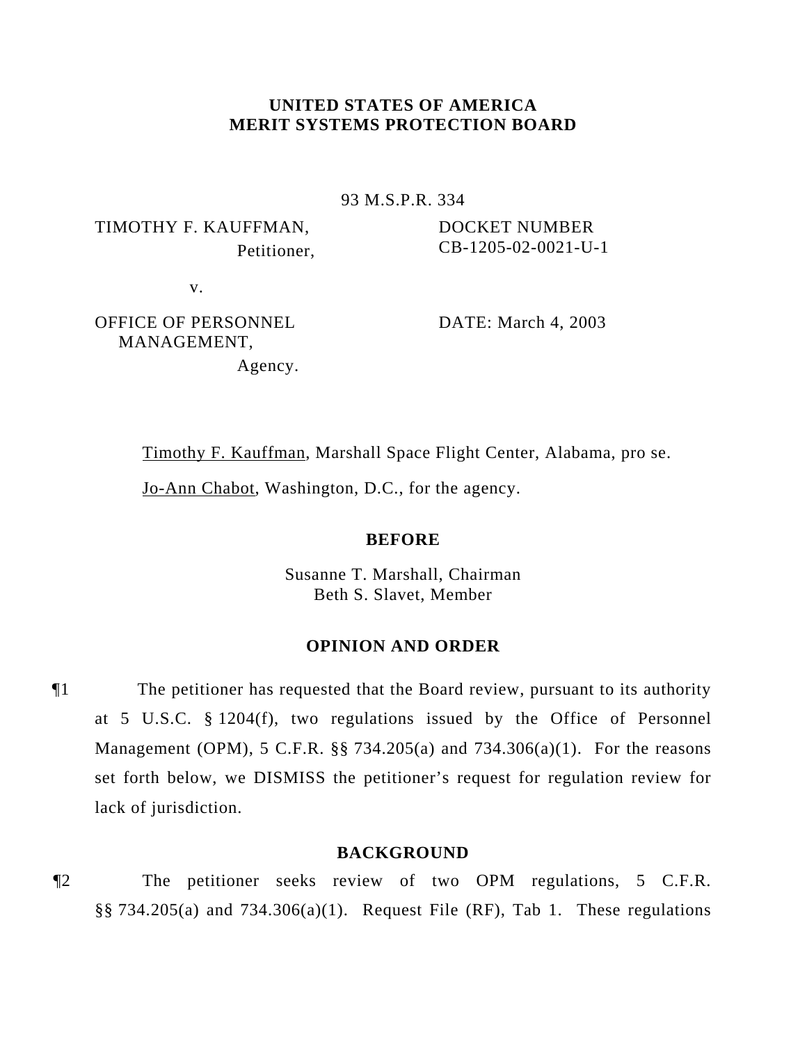**UNITED STATES OF AMERICA**
**MERIT SYSTEMS PROTECTION BOARD**

93 M.S.P.R. 334

| | |
|---|---|
| TIMOTHY F. KAUFFMAN, Petitioner, | DOCKET NUMBER CB-1205-02-0021-U-1 |
| v. | |
| OFFICE OF PERSONNEL MANAGEMENT, Agency. | DATE: March 4, 2003 |

Timothy F. Kauffman, Marshall Space Flight Center, Alabama, pro se.

Jo-Ann Chabot, Washington, D.C., for the agency.

**BEFORE**

Susanne T. Marshall, Chairman
Beth S. Slavet, Member

**OPINION AND ORDER**

¶1 The petitioner has requested that the Board review, pursuant to its authority at 5 U.S.C. § 1204(f), two regulations issued by the Office of Personnel Management (OPM), 5 C.F.R. §§ 734.205(a) and 734.306(a)(1). For the reasons set forth below, we DISMISS the petitioner's request for regulation review for lack of jurisdiction.

**BACKGROUND**

¶2 The petitioner seeks review of two OPM regulations, 5 C.F.R. §§ 734.205(a) and 734.306(a)(1). Request File (RF), Tab 1. These regulations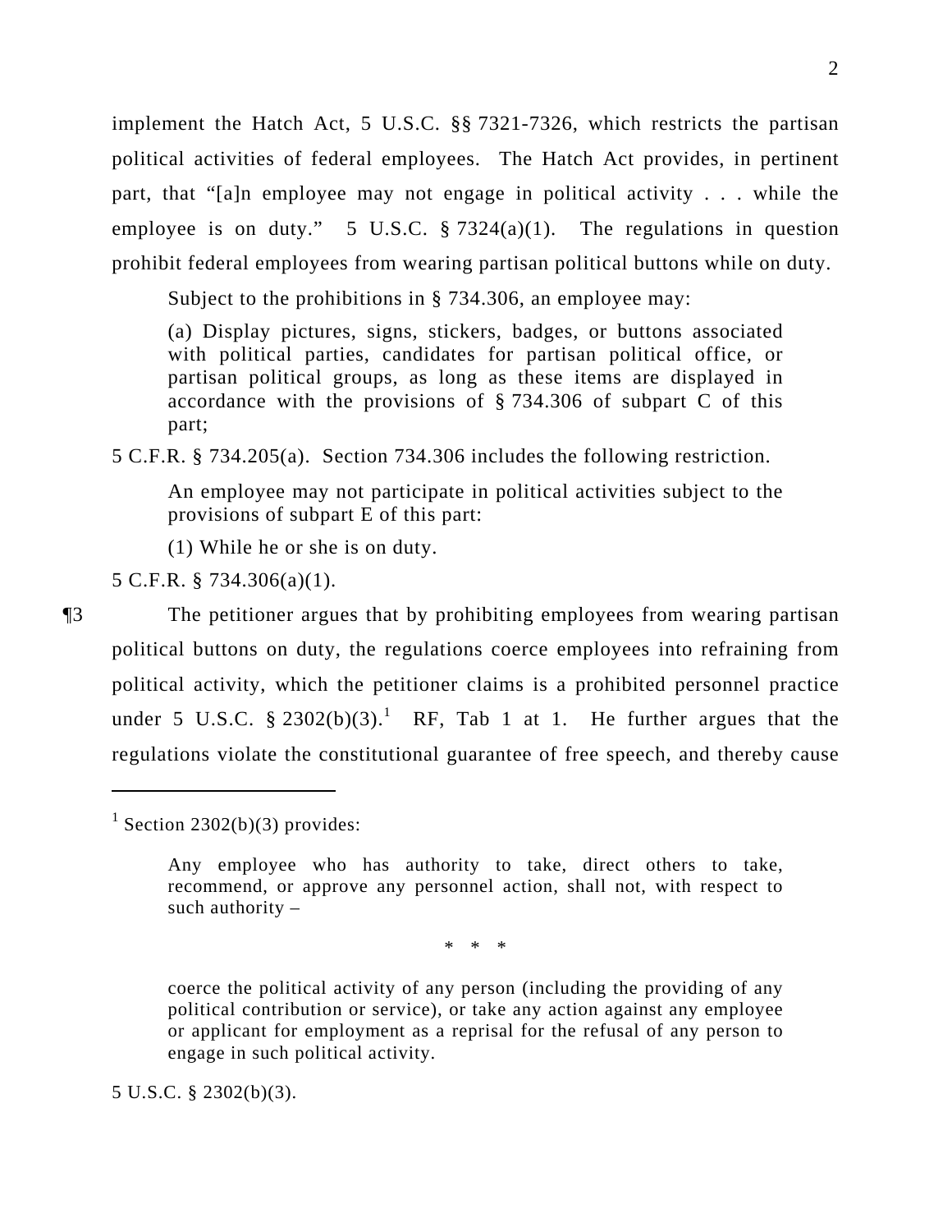implement the Hatch Act, 5 U.S.C. §§ 7321-7326, which restricts the partisan political activities of federal employees. The Hatch Act provides, in pertinent part, that "[a]n employee may not engage in political activity . . . while the employee is on duty." 5 U.S.C. § 7324(a)(1). The regulations in question prohibit federal employees from wearing partisan political buttons while on duty.

> Subject to the prohibitions in § 734.306, an employee may:
>
> (a) Display pictures, signs, stickers, badges, or buttons associated with political parties, candidates for partisan political office, or partisan political groups, as long as these items are displayed in accordance with the provisions of § 734.306 of subpart C of this part;

5 C.F.R. § 734.205(a). Section 734.306 includes the following restriction.

> An employee may not participate in political activities subject to the provisions of subpart E of this part:
>
> (1) While he or she is on duty.

5 C.F.R. § 734.306(a)(1).

¶3 The petitioner argues that by prohibiting employees from wearing partisan political buttons on duty, the regulations coerce employees into refraining from political activity, which the petitioner claims is a prohibited personnel practice under 5 U.S.C. § 2302(b)(3).[1] RF, Tab 1 at 1. He further argues that the regulations violate the constitutional guarantee of free speech, and thereby cause

---

[1] Section 2302(b)(3) provides:

> Any employee who has authority to take, direct others to take, recommend, or approve any personnel action, shall not, with respect to such authority –
>
> \* \* \*
>
> coerce the political activity of any person (including the providing of any political contribution or service), or take any action against any employee or applicant for employment as a reprisal for the refusal of any person to engage in such political activity.

5 U.S.C. § 2302(b)(3).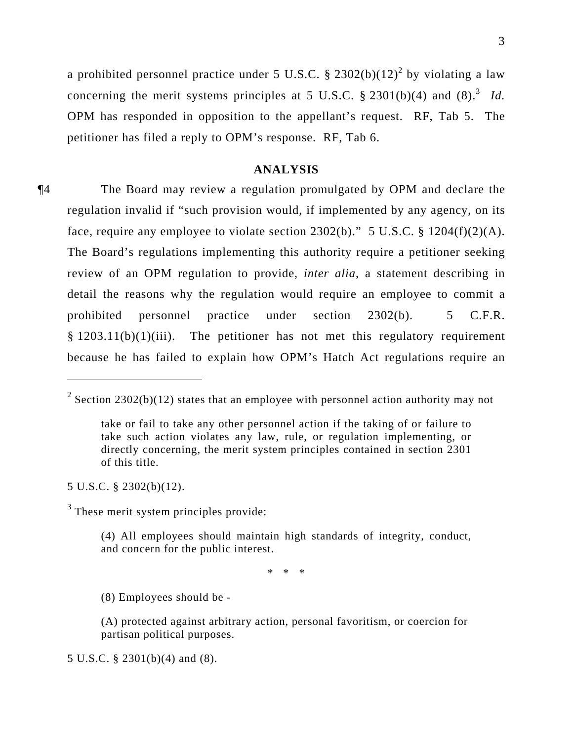a prohibited personnel practice under 5 U.S.C. § 2302(b)(12)[2] by violating a law concerning the merit systems principles at 5 U.S.C. § 2301(b)(4) and (8).[3] *Id.* OPM has responded in opposition to the appellant's request. RF, Tab 5. The petitioner has filed a reply to OPM's response. RF, Tab 6.

## ANALYSIS

¶4 The Board may review a regulation promulgated by OPM and declare the regulation invalid if "such provision would, if implemented by any agency, on its face, require any employee to violate section 2302(b)." 5 U.S.C. § 1204(f)(2)(A). The Board's regulations implementing this authority require a petitioner seeking review of an OPM regulation to provide, *inter alia*, a statement describing in detail the reasons why the regulation would require an employee to commit a prohibited personnel practice under section 2302(b). 5 C.F.R. § 1203.11(b)(1)(iii). The petitioner has not met this regulatory requirement because he has failed to explain how OPM's Hatch Act regulations require an

---

[2] Section 2302(b)(12) states that an employee with personnel action authority may not

> take or fail to take any other personnel action if the taking of or failure to take such action violates any law, rule, or regulation implementing, or directly concerning, the merit system principles contained in section 2301 of this title.

5 U.S.C. § 2302(b)(12).

[3] These merit system principles provide:

> (4) All employees should maintain high standards of integrity, conduct, and concern for the public interest.
>
> \* \* \*
>
> (8) Employees should be -
>
> (A) protected against arbitrary action, personal favoritism, or coercion for partisan political purposes.

5 U.S.C. § 2301(b)(4) and (8).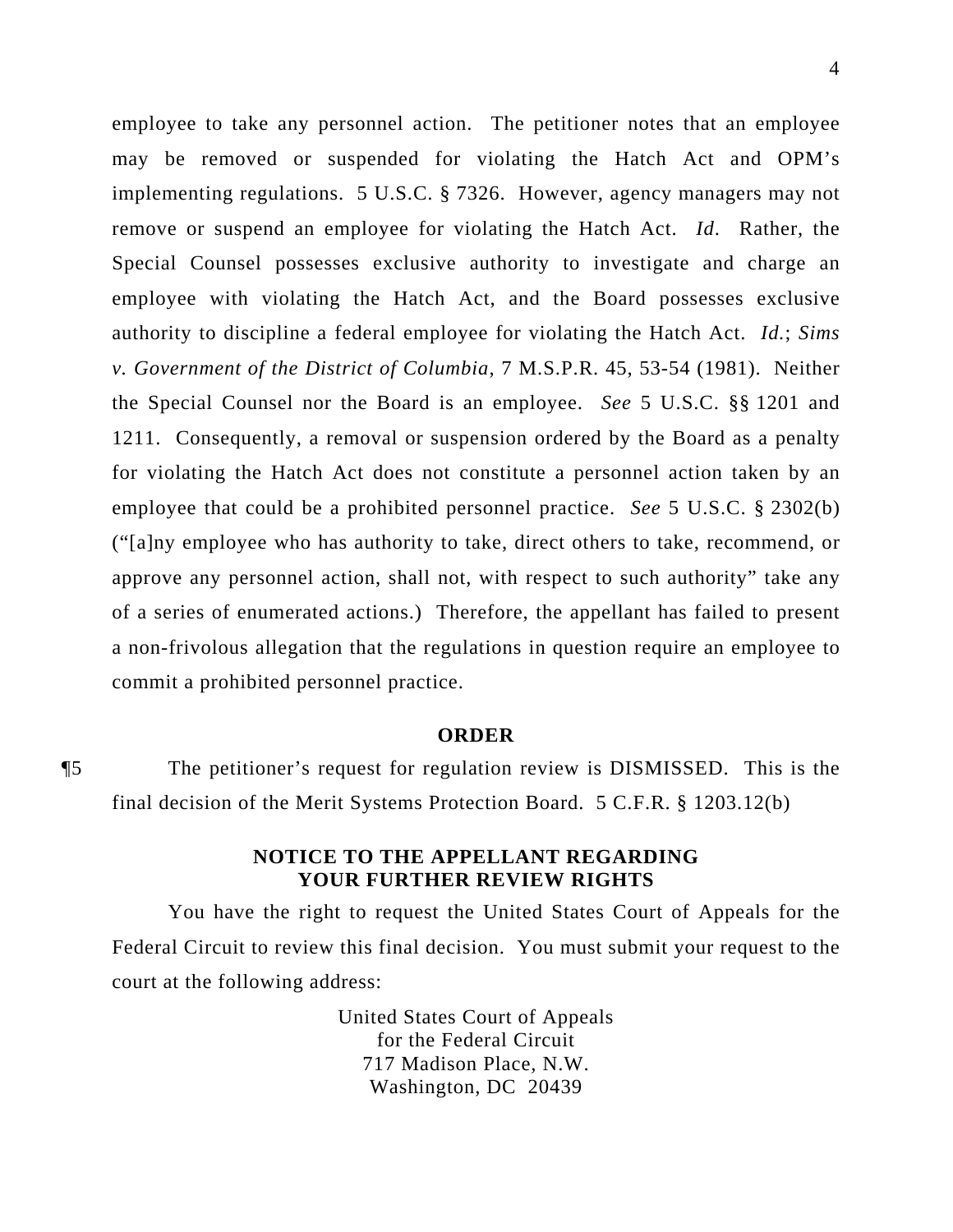employee to take any personnel action. The petitioner notes that an employee may be removed or suspended for violating the Hatch Act and OPM's implementing regulations. 5 U.S.C. § 7326. However, agency managers may not remove or suspend an employee for violating the Hatch Act. *Id*. Rather, the Special Counsel possesses exclusive authority to investigate and charge an employee with violating the Hatch Act, and the Board possesses exclusive authority to discipline a federal employee for violating the Hatch Act. *Id.*; *Sims v. Government of the District of Columbia*, 7 M.S.P.R. 45, 53-54 (1981). Neither the Special Counsel nor the Board is an employee. *See* 5 U.S.C. §§ 1201 and 1211. Consequently, a removal or suspension ordered by the Board as a penalty for violating the Hatch Act does not constitute a personnel action taken by an employee that could be a prohibited personnel practice. *See* 5 U.S.C. § 2302(b) ("[a]ny employee who has authority to take, direct others to take, recommend, or approve any personnel action, shall not, with respect to such authority" take any of a series of enumerated actions.) Therefore, the appellant has failed to present a non-frivolous allegation that the regulations in question require an employee to commit a prohibited personnel practice.

## ORDER

¶5 The petitioner's request for regulation review is DISMISSED. This is the final decision of the Merit Systems Protection Board. 5 C.F.R. § 1203.12(b)

## NOTICE TO THE APPELLANT REGARDING YOUR FURTHER REVIEW RIGHTS

You have the right to request the United States Court of Appeals for the Federal Circuit to review this final decision. You must submit your request to the court at the following address:

United States Court of Appeals
for the Federal Circuit
717 Madison Place, N.W.
Washington, DC 20439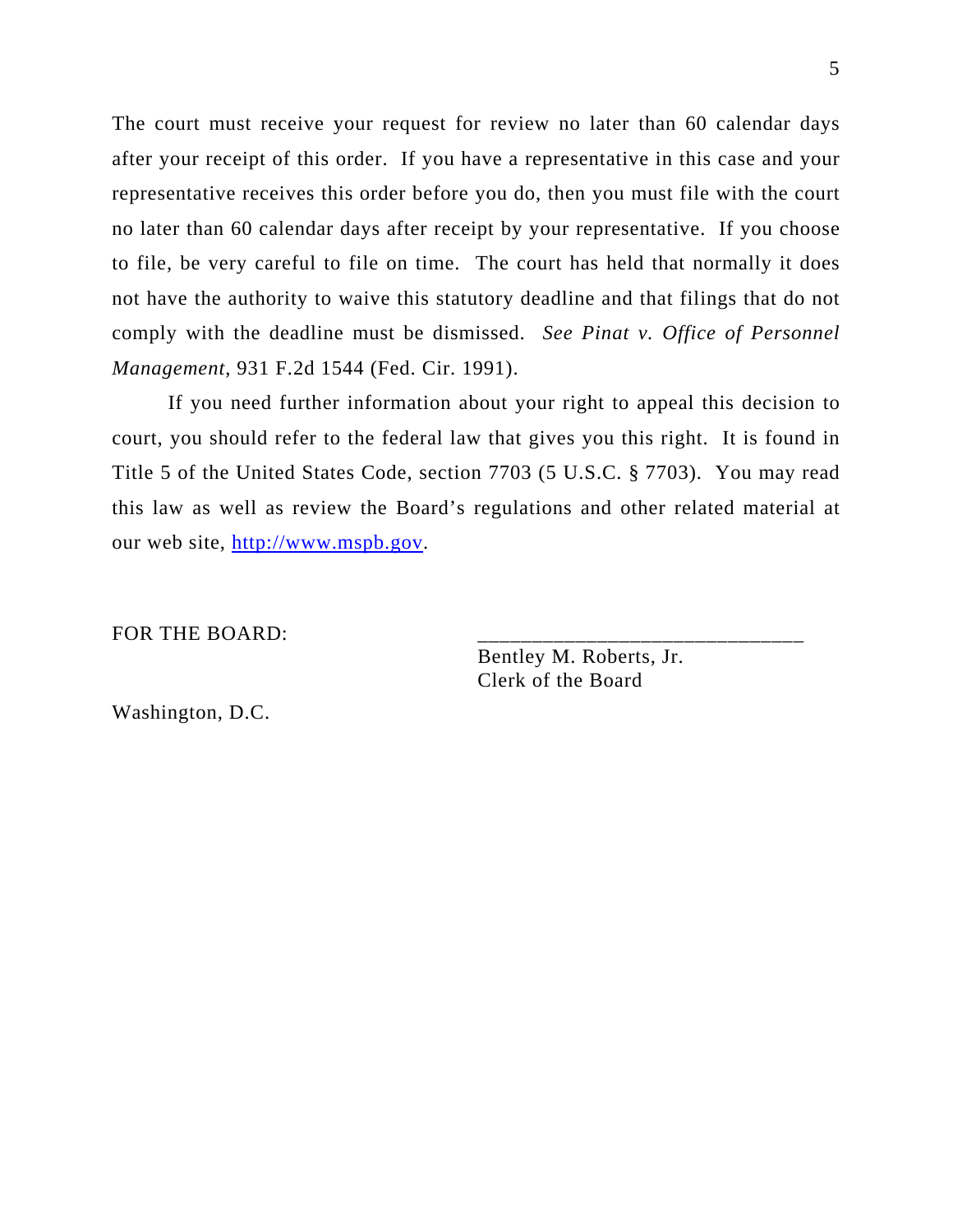The court must receive your request for review no later than 60 calendar days after your receipt of this order. If you have a representative in this case and your representative receives this order before you do, then you must file with the court no later than 60 calendar days after receipt by your representative. If you choose to file, be very careful to file on time. The court has held that normally it does not have the authority to waive this statutory deadline and that filings that do not comply with the deadline must be dismissed. *See Pinat v. Office of Personnel Management*, 931 F.2d 1544 (Fed. Cir. 1991).

If you need further information about your right to appeal this decision to court, you should refer to the federal law that gives you this right. It is found in Title 5 of the United States Code, section 7703 (5 U.S.C. § 7703). You may read this law as well as review the Board's regulations and other related material at our web site, http://www.mspb.gov.

FOR THE BOARD:

______________________________
Bentley M. Roberts, Jr.
Clerk of the Board

Washington, D.C.